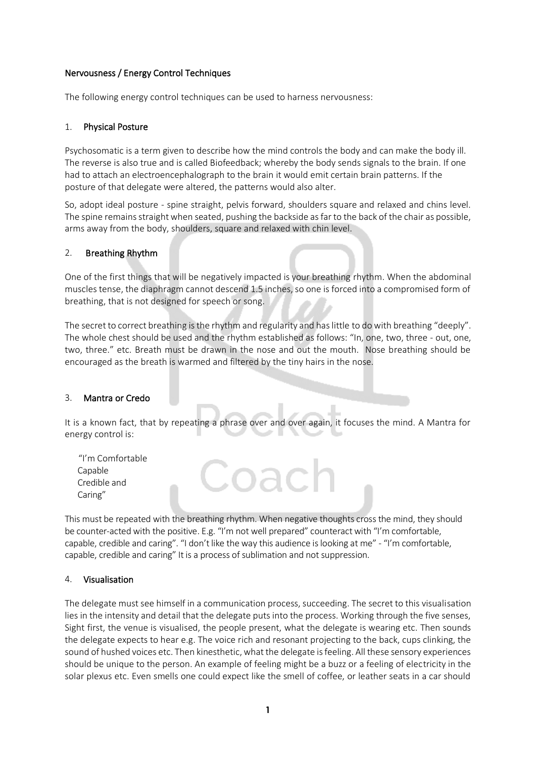## Nervousness / Energy Control Techniques

The following energy control techniques can be used to harness nervousness:

### 1. Physical Posture

Psychosomatic is a term given to describe how the mind controls the body and can make the body ill. The reverse is also true and is called Biofeedback; whereby the body sends signals to the brain. If one had to attach an electroencephalograph to the brain it would emit certain brain patterns. If the posture of that delegate were altered, the patterns would also alter.

So, adopt ideal posture - spine straight, pelvis forward, shoulders square and relaxed and chins level. The spine remains straight when seated, pushing the backside as far to the back of the chair as possible, arms away from the body, shoulders, square and relaxed with chin level.

### 2. Breathing Rhythm

One of the first things that will be negatively impacted is your breathing rhythm. When the abdominal muscles tense, the diaphragm cannot descend 1.5 inches, so one is forced into a compromised form of breathing, that is not designed for speech or song.

The secret to correct breathing is the rhythm and regularity and has little to do with breathing "deeply". The whole chest should be used and the rhythm established as follows: "In, one, two, three - out, one, two, three." etc. Breath must be drawn in the nose and out the mouth. Nose breathing should be encouraged as the breath is warmed and filtered by the tiny hairs in the nose.

### 3. Mantra or Credo

It is a known fact, that by repeating a phrase over and over again, it focuses the mind. A Mantra for energy control is:

> "I'm Comfortable
> Capable
> Credible and
> Caring"

This must be repeated with the breathing rhythm. When negative thoughts cross the mind, they should be counter-acted with the positive. E.g. "I'm not well prepared" counteract with "I'm comfortable, capable, credible and caring". "I don't like the way this audience is looking at me" - "I'm comfortable, capable, credible and caring" It is a process of sublimation and not suppression.

### 4. Visualisation

The delegate must see himself in a communication process, succeeding. The secret to this visualisation lies in the intensity and detail that the delegate puts into the process. Working through the five senses, Sight first, the venue is visualised, the people present, what the delegate is wearing etc. Then sounds the delegate expects to hear e.g. The voice rich and resonant projecting to the back, cups clinking, the sound of hushed voices etc. Then kinesthetic, what the delegate is feeling. All these sensory experiences should be unique to the person. An example of feeling might be a buzz or a feeling of electricity in the solar plexus etc. Even smells one could expect like the smell of coffee, or leather seats in a car should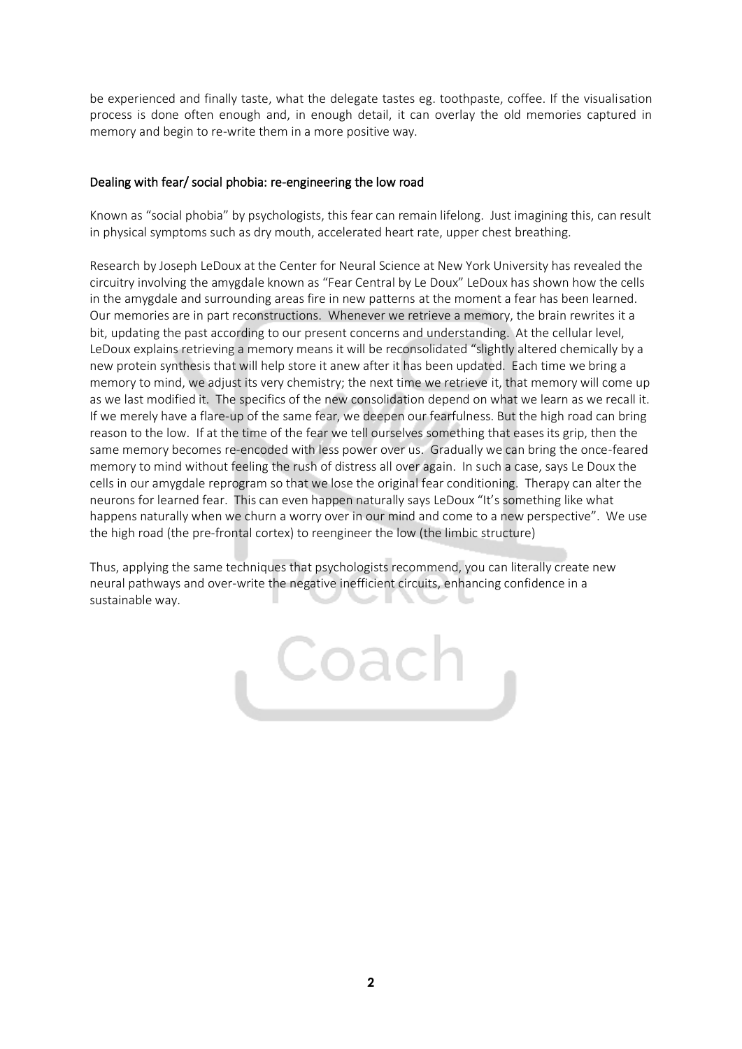be experienced and finally taste, what the delegate tastes eg. toothpaste, coffee. If the visualisation process is done often enough and, in enough detail, it can overlay the old memories captured in memory and begin to re-write them in a more positive way.

## Dealing with fear/ social phobia: re-engineering the low road

Known as "social phobia" by psychologists, this fear can remain lifelong. Just imagining this, can result in physical symptoms such as dry mouth, accelerated heart rate, upper chest breathing.

Research by Joseph LeDoux at the Center for Neural Science at New York University has revealed the circuitry involving the amygdale known as "Fear Central by Le Doux" LeDoux has shown how the cells in the amygdale and surrounding areas fire in new patterns at the moment a fear has been learned. Our memories are in part reconstructions. Whenever we retrieve a memory, the brain rewrites it a bit, updating the past according to our present concerns and understanding. At the cellular level, LeDoux explains retrieving a memory means it will be reconsolidated "slightly altered chemically by a new protein synthesis that will help store it anew after it has been updated. Each time we bring a memory to mind, we adjust its very chemistry; the next time we retrieve it, that memory will come up as we last modified it. The specifics of the new consolidation depend on what we learn as we recall it. If we merely have a flare-up of the same fear, we deepen our fearfulness. But the high road can bring reason to the low. If at the time of the fear we tell ourselves something that eases its grip, then the same memory becomes re-encoded with less power over us. Gradually we can bring the once-feared memory to mind without feeling the rush of distress all over again. In such a case, says Le Doux the cells in our amygdale reprogram so that we lose the original fear conditioning. Therapy can alter the neurons for learned fear. This can even happen naturally says LeDoux "It's something like what happens naturally when we churn a worry over in our mind and come to a new perspective". We use the high road (the pre-frontal cortex) to reengineer the low (the limbic structure)

Thus, applying the same techniques that psychologists recommend, you can literally create new neural pathways and over-write the negative inefficient circuits, enhancing confidence in a sustainable way.